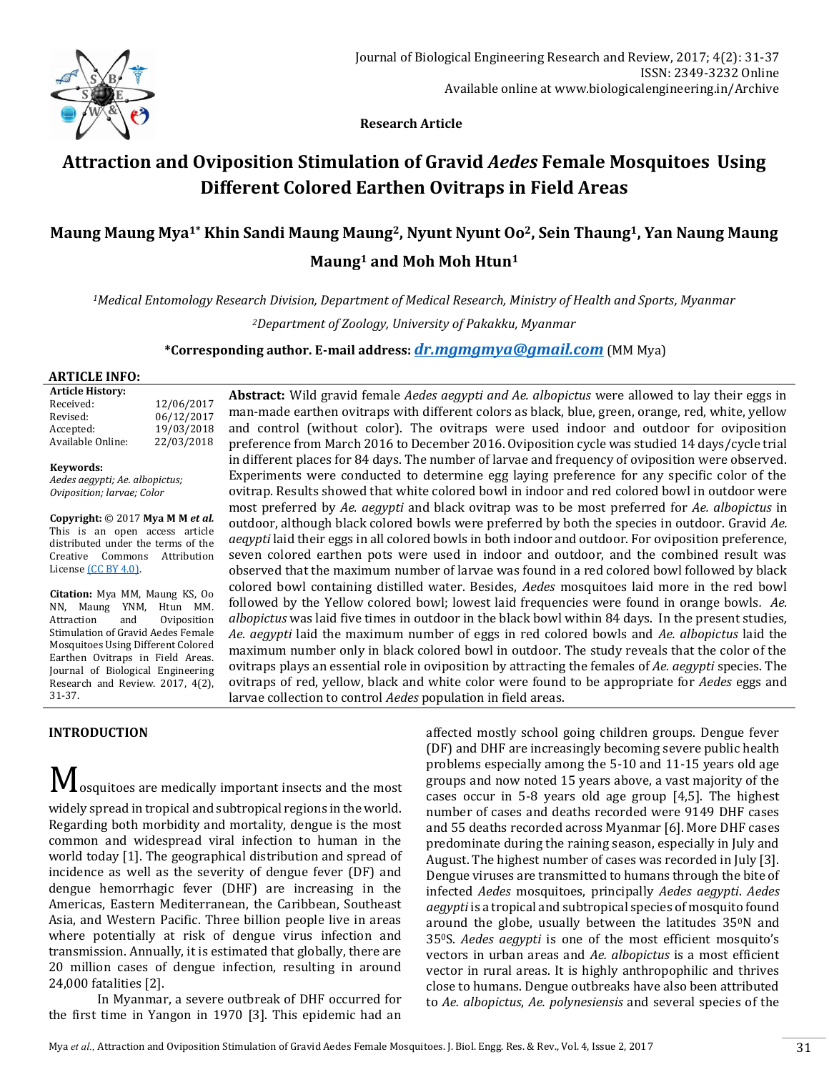Research Article

# Attraction and Oviposition Stimulation of Gravid *Aedes* Female Mosquitoes Using Different Colored Earthen Ovitraps in Field Areas

**Maung Maung Mya[1]* Khin Sandi Maung Maung[2], Nyunt Nyunt Oo[2], Sein Thaung[1], Yan Naung Maung Maung[1] and Moh Moh Htun[1]**

*[1]Medical Entomology Research Division, Department of Medical Research, Ministry of Health and Sports, Myanmar*

*[2]Department of Zoology, University of Pakakku, Myanmar*

**\*Corresponding author. E-mail address: *dr.mgmgmya@gmail.com*** (MM Mya)

**ARTICLE INFO:**

**Article History:**

| | |
|---|---|
| Received: | 12/06/2017 |
| Revised: | 06/12/2017 |
| Accepted: | 19/03/2018 |
| Available Online: | 22/03/2018 |

**Keywords:**
*Aedes aegypti; Ae. albopictus; Oviposition; larvae; Color*

**Copyright:** © 2017 **Mya M M *et al.*** This is an open access article distributed under the terms of the Creative Commons Attribution License (CC BY 4.0).

**Citation:** Mya MM, Maung KS, Oo NN, Maung YNM, Htun MM. Attraction and Oviposition Stimulation of Gravid Aedes Female Mosquitoes Using Different Colored Earthen Ovitraps in Field Areas. Journal of Biological Engineering Research and Review. 2017, 4(2), 31-37.

**Abstract:** Wild gravid female *Aedes aegypti and Ae. albopictus* were allowed to lay their eggs in man-made earthen ovitraps with different colors as black, blue, green, orange, red, white, yellow and control (without color). The ovitraps were used indoor and outdoor for oviposition preference from March 2016 to December 2016. Oviposition cycle was studied 14 days/cycle trial in different places for 84 days. The number of larvae and frequency of oviposition were observed. Experiments were conducted to determine egg laying preference for any specific color of the ovitrap. Results showed that white colored bowl in indoor and red colored bowl in outdoor were most preferred by *Ae. aegypti* and black ovitrap was to be most preferred for *Ae. albopictus* in outdoor, although black colored bowls were preferred by both the species in outdoor. Gravid *Ae. aeqypti* laid their eggs in all colored bowls in both indoor and outdoor. For oviposition preference, seven colored earthen pots were used in indoor and outdoor, and the combined result was observed that the maximum number of larvae was found in a red colored bowl followed by black colored bowl containing distilled water. Besides, *Aedes* mosquitoes laid more in the red bowl followed by the Yellow colored bowl; lowest laid frequencies were found in orange bowls. *Ae. albopictus* was laid five times in outdoor in the black bowl within 84 days. In the present studies, *Ae. aegypti* laid the maximum number of eggs in red colored bowls and *Ae. albopictus* laid the maximum number only in black colored bowl in outdoor. The study reveals that the color of the ovitraps plays an essential role in oviposition by attracting the females of *Ae. aegypti* species. The ovitraps of red, yellow, black and white color were found to be appropriate for *Aedes* eggs and larvae collection to control *Aedes* population in field areas.

## INTRODUCTION

Mosquitoes are medically important insects and the most widely spread in tropical and subtropical regions in the world. Regarding both morbidity and mortality, dengue is the most common and widespread viral infection to human in the world today [1]. The geographical distribution and spread of incidence as well as the severity of dengue fever (DF) and dengue hemorrhagic fever (DHF) are increasing in the Americas, Eastern Mediterranean, the Caribbean, Southeast Asia, and Western Pacific. Three billion people live in areas where potentially at risk of dengue virus infection and transmission. Annually, it is estimated that globally, there are 20 million cases of dengue infection, resulting in around 24,000 fatalities [2].

In Myanmar, a severe outbreak of DHF occurred for the first time in Yangon in 1970 [3]. This epidemic had an affected mostly school going children groups. Dengue fever (DF) and DHF are increasingly becoming severe public health problems especially among the 5-10 and 11-15 years old age groups and now noted 15 years above, a vast majority of the cases occur in 5-8 years old age group [4,5]. The highest number of cases and deaths recorded were 9149 DHF cases and 55 deaths recorded across Myanmar [6]. More DHF cases predominate during the raining season, especially in July and August. The highest number of cases was recorded in July [3]. Dengue viruses are transmitted to humans through the bite of infected *Aedes* mosquitoes, principally *Aedes aegypti*. *Aedes aegypti* is a tropical and subtropical species of mosquito found around the globe, usually between the latitudes $35^0$N and $35^0$S. *Aedes aegypti* is one of the most efficient mosquito's vectors in urban areas and *Ae. albopictus* is a most efficient vector in rural areas. It is highly anthropophilic and thrives close to humans. Dengue outbreaks have also been attributed to *Ae. albopictus*, *Ae. polynesiensis* and several species of the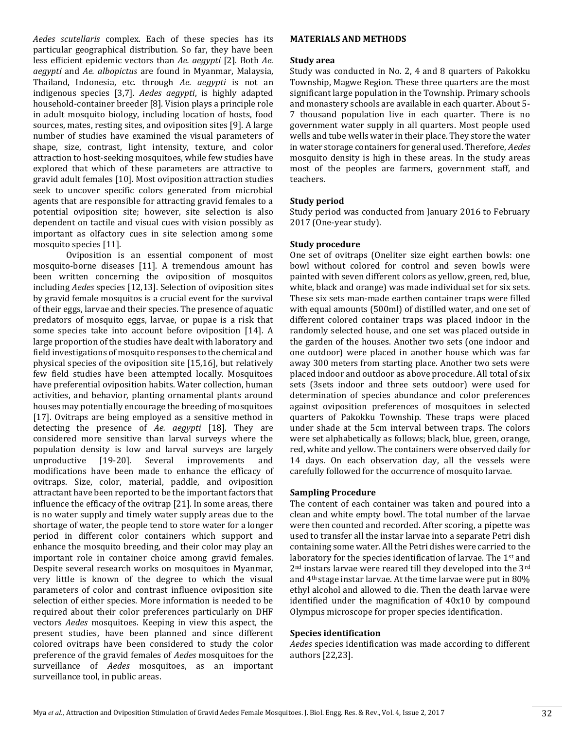*Aedes scutellaris* complex. Each of these species has its particular geographical distribution. So far, they have been less efficient epidemic vectors than *Ae. aegypti* [2]. Both *Ae. aegypti* and *Ae. albopictus* are found in Myanmar, Malaysia, Thailand, Indonesia, etc. through *Ae. aegypti* is not an indigenous species [3,7]. *Aedes aegypti*, is highly adapted household-container breeder [8]. Vision plays a principle role in adult mosquito biology, including location of hosts, food sources, mates, resting sites, and oviposition sites [9]. A large number of studies have examined the visual parameters of shape, size, contrast, light intensity, texture, and color attraction to host-seeking mosquitoes, while few studies have explored that which of these parameters are attractive to gravid adult females [10]. Most oviposition attraction studies seek to uncover specific colors generated from microbial agents that are responsible for attracting gravid females to a potential oviposition site; however, site selection is also dependent on tactile and visual cues with vision possibly as important as olfactory cues in site selection among some mosquito species [11].

Oviposition is an essential component of most mosquito-borne diseases [11]. A tremendous amount has been written concerning the oviposition of mosquitos including *Aedes* species [12,13]. Selection of oviposition sites by gravid female mosquitos is a crucial event for the survival of their eggs, larvae and their species. The presence of aquatic predators of mosquito eggs, larvae, or pupae is a risk that some species take into account before oviposition [14]. A large proportion of the studies have dealt with laboratory and field investigations of mosquito responses to the chemical and physical species of the oviposition site [15,16], but relatively few field studies have been attempted locally. Mosquitoes have preferential oviposition habits. Water collection, human activities, and behavior, planting ornamental plants around houses may potentially encourage the breeding of mosquitoes [17]. Ovitraps are being employed as a sensitive method in detecting the presence of *Ae. aegypti* [18]. They are considered more sensitive than larval surveys where the population density is low and larval surveys are largely unproductive [19-20]. Several improvements and modifications have been made to enhance the efficacy of ovitraps. Size, color, material, paddle, and oviposition attractant have been reported to be the important factors that influence the efficacy of the ovitrap [21]. In some areas, there is no water supply and timely water supply areas due to the shortage of water, the people tend to store water for a longer period in different color containers which support and enhance the mosquito breeding, and their color may play an important role in container choice among gravid females. Despite several research works on mosquitoes in Myanmar, very little is known of the degree to which the visual parameters of color and contrast influence oviposition site selection of either species. More information is needed to be required about their color preferences particularly on DHF vectors *Aedes* mosquitoes. Keeping in view this aspect, the present studies, have been planned and since different colored ovitraps have been considered to study the color preference of the gravid females of *Aedes* mosquitoes for the surveillance of *Aedes* mosquitoes, as an important surveillance tool, in public areas.

## MATERIALS AND METHODS

### Study area

Study was conducted in No. 2, 4 and 8 quarters of Pakokku Township, Magwe Region. These three quarters are the most significant large population in the Township. Primary schools and monastery schools are available in each quarter. About 5-7 thousand population live in each quarter. There is no government water supply in all quarters. Most people used wells and tube wells water in their place. They store the water in water storage containers for general used. Therefore, *Aedes* mosquito density is high in these areas. In the study areas most of the peoples are farmers, government staff, and teachers.

### Study period

Study period was conducted from January 2016 to February 2017 (One-year study).

### Study procedure

One set of ovitraps (Oneliter size eight earthen bowls: one bowl without colored for control and seven bowls were painted with seven different colors as yellow, green, red, blue, white, black and orange) was made individual set for six sets. These six sets man-made earthen container traps were filled with equal amounts (500ml) of distilled water, and one set of different colored container traps was placed indoor in the randomly selected house, and one set was placed outside in the garden of the houses. Another two sets (one indoor and one outdoor) were placed in another house which was far away 300 meters from starting place. Another two sets were placed indoor and outdoor as above procedure. All total of six sets (3sets indoor and three sets outdoor) were used for determination of species abundance and color preferences against oviposition preferences of mosquitoes in selected quarters of Pakokku Township. These traps were placed under shade at the 5cm interval between traps. The colors were set alphabetically as follows; black, blue, green, orange, red, white and yellow. The containers were observed daily for 14 days. On each observation day, all the vessels were carefully followed for the occurrence of mosquito larvae.

### Sampling Procedure

The content of each container was taken and poured into a clean and white empty bowl. The total number of the larvae were then counted and recorded. After scoring, a pipette was used to transfer all the instar larvae into a separate Petri dish containing some water. All the Petri dishes were carried to the laboratory for the species identification of larvae. The 1st and 2nd instars larvae were reared till they developed into the 3rd and 4th stage instar larvae. At the time larvae were put in 80% ethyl alcohol and allowed to die. Then the death larvae were identified under the magnification of 40x10 by compound Olympus microscope for proper species identification.

### Species identification

*Aedes* species identification was made according to different authors [22,23].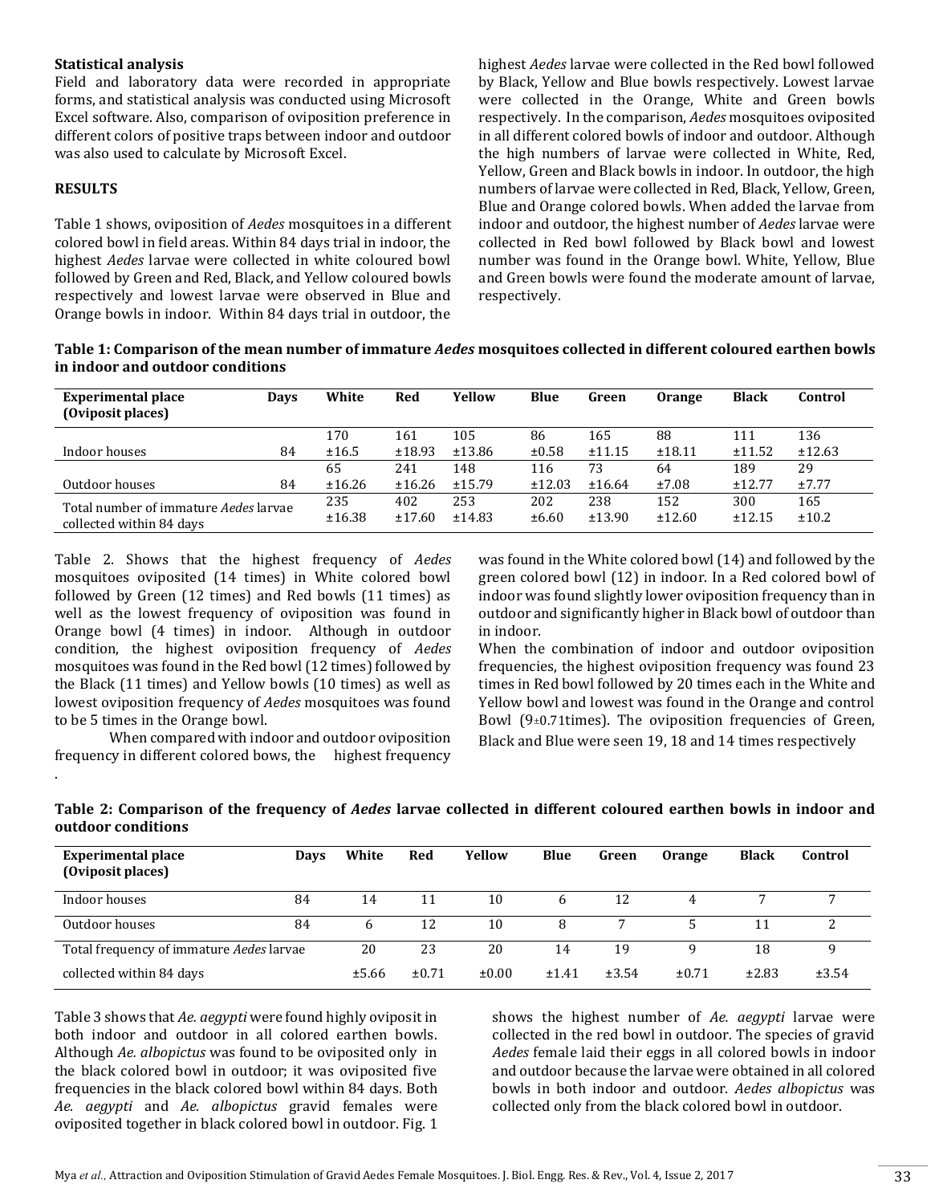### Statistical analysis

Field and laboratory data were recorded in appropriate forms, and statistical analysis was conducted using Microsoft Excel software. Also, comparison of oviposition preference in different colors of positive traps between indoor and outdoor was also used to calculate by Microsoft Excel.

### RESULTS

Table 1 shows, oviposition of *Aedes* mosquitoes in a different colored bowl in field areas. Within 84 days trial in indoor, the highest *Aedes* larvae were collected in white coloured bowl followed by Green and Red, Black, and Yellow coloured bowls respectively and lowest larvae were observed in Blue and Orange bowls in indoor. Within 84 days trial in outdoor, the highest *Aedes* larvae were collected in the Red bowl followed by Black, Yellow and Blue bowls respectively. Lowest larvae were collected in the Orange, White and Green bowls respectively. In the comparison, *Aedes* mosquitoes oviposited in all different colored bowls of indoor and outdoor. Although the high numbers of larvae were collected in White, Red, Yellow, Green and Black bowls in indoor. In outdoor, the high numbers of larvae were collected in Red, Black, Yellow, Green, Blue and Orange colored bowls. When added the larvae from indoor and outdoor, the highest number of *Aedes* larvae were collected in Red bowl followed by Black bowl and lowest number was found in the Orange bowl. White, Yellow, Blue and Green bowls were found the moderate amount of larvae, respectively.

**Table 1: Comparison of the mean number of immature *Aedes* mosquitoes collected in different coloured earthen bowls in indoor and outdoor conditions**

| Experimental place (Oviposit places) | Days | White | Red | Yellow | Blue | Green | Orange | Black | Control |
|---|---|---|---|---|---|---|---|---|---|
| Indoor houses | 84 | 170 ±16.5 | 161 ±18.93 | 105 ±13.86 | 86 ±0.58 | 165 ±11.15 | 88 ±18.11 | 111 ±11.52 | 136 ±12.63 |
| Outdoor houses | 84 | 65 ±16.26 | 241 ±16.26 | 148 ±15.79 | 116 ±12.03 | 73 ±16.64 | 64 ±7.08 | 189 ±12.77 | 29 ±7.77 |
| Total number of immature *Aedes* larvae collected within 84 days | | 235 ±16.38 | 402 ±17.60 | 253 ±14.83 | 202 ±6.60 | 238 ±13.90 | 152 ±12.60 | 300 ±12.15 | 165 ±10.2 |

Table 2. Shows that the highest frequency of *Aedes* mosquitoes oviposited (14 times) in White colored bowl followed by Green (12 times) and Red bowls (11 times) as well as the lowest frequency of oviposition was found in Orange bowl (4 times) in indoor. Although in outdoor condition, the highest oviposition frequency of *Aedes* mosquitoes was found in the Red bowl (12 times) followed by the Black (11 times) and Yellow bowls (10 times) as well as lowest oviposition frequency of *Aedes* mosquitoes was found to be 5 times in the Orange bowl.

When compared with indoor and outdoor oviposition frequency in different colored bows, the highest frequency was found in the White colored bowl (14) and followed by the green colored bowl (12) in indoor. In a Red colored bowl of indoor was found slightly lower oviposition frequency than in outdoor and significantly higher in Black bowl of outdoor than in indoor.

When the combination of indoor and outdoor oviposition frequencies, the highest oviposition frequency was found 23 times in Red bowl followed by 20 times each in the White and Yellow bowl and lowest was found in the Orange and control Bowl (9±0.71times). The oviposition frequencies of Green, Black and Blue were seen 19, 18 and 14 times respectively

**Table 2: Comparison of the frequency of *Aedes* larvae collected in different coloured earthen bowls in indoor and outdoor conditions**

| Experimental place (Oviposit places) | Days | White | Red | Yellow | Blue | Green | Orange | Black | Control |
|---|---|---|---|---|---|---|---|---|---|
| Indoor houses | 84 | 14 | 11 | 10 | 6 | 12 | 4 | 7 | 7 |
| Outdoor houses | 84 | 6 | 12 | 10 | 8 | 7 | 5 | 11 | 2 |
| Total frequency of immature *Aedes* larvae collected within 84 days | | 20 ±5.66 | 23 ±0.71 | 20 ±0.00 | 14 ±1.41 | 19 ±3.54 | 9 ±0.71 | 18 ±2.83 | 9 ±3.54 |

Table 3 shows that *Ae. aegypti* were found highly oviposit in both indoor and outdoor in all colored earthen bowls. Although *Ae. albopictus* was found to be oviposited only in the black colored bowl in outdoor; it was oviposited five frequencies in the black colored bowl within 84 days. Both *Ae. aegypti* and *Ae. albopictus* gravid females were oviposited together in black colored bowl in outdoor. Fig. 1 shows the highest number of *Ae. aegypti* larvae were collected in the red bowl in outdoor. The species of gravid *Aedes* female laid their eggs in all colored bowls in indoor and outdoor because the larvae were obtained in all colored bowls in both indoor and outdoor. *Aedes albopictus* was collected only from the black colored bowl in outdoor.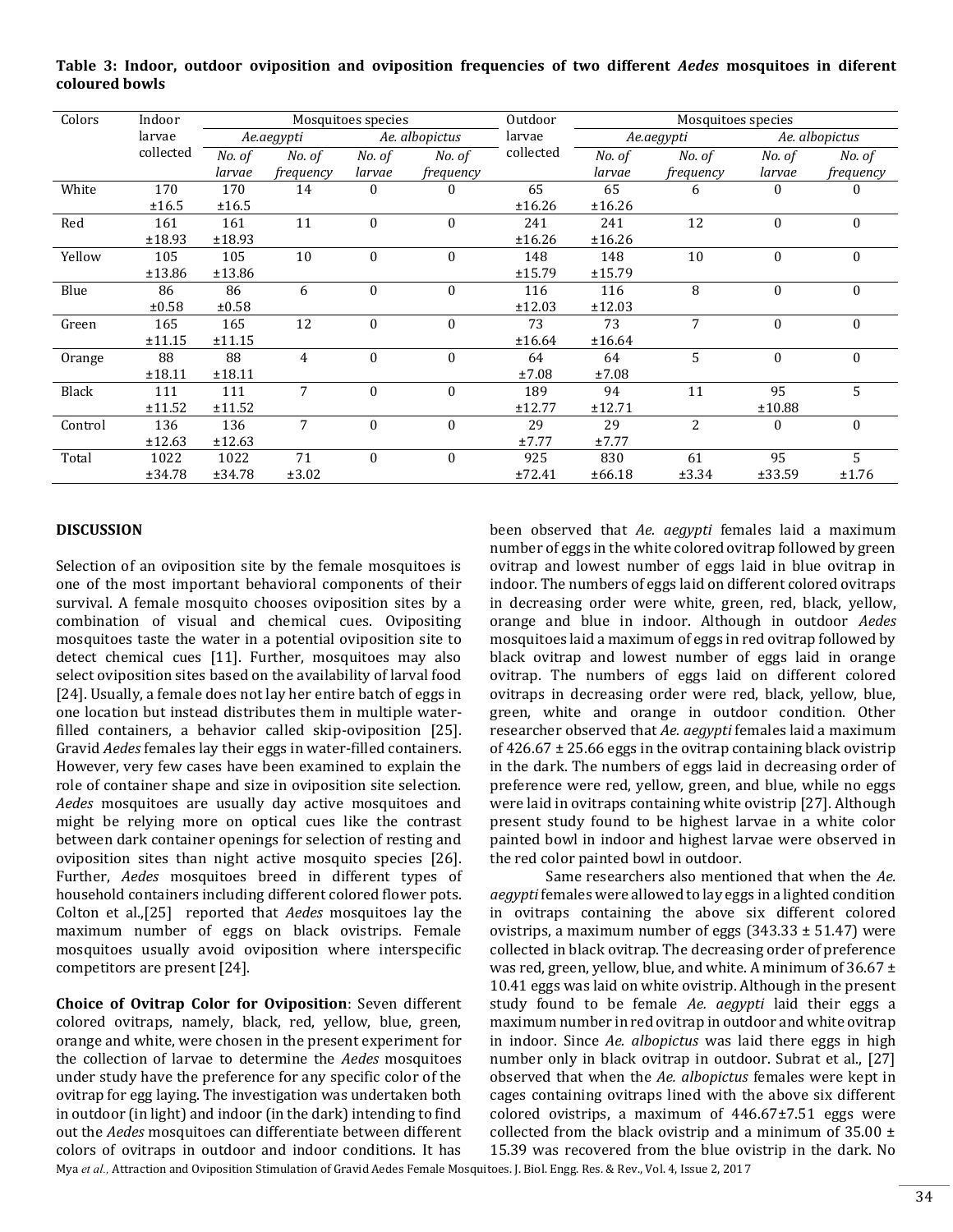**Table 3: Indoor, outdoor oviposition and oviposition frequencies of two different *Aedes* mosquitoes in diferent coloured bowls**

| Colors | Indoor larvae collected | Mosquitoes species | | | | Outdoor larvae collected | Mosquitoes species | | | |
|---|---|---|---|---|---|---|---|---|---|---|
| | | *Ae.aegypti* | | *Ae. albopictus* | | | *Ae.aegypti* | | *Ae. albopictus* | |
| | | *No. of larvae* | *No. of frequency* | *No. of larvae* | *No. of frequency* | | *No. of larvae* | *No. of frequency* | *No. of larvae* | *No. of frequency* |
| White | 170 ±16.5 | 170 ±16.5 | 14 | 0 | 0 | 65 ±16.26 | 65 ±16.26 | 6 | 0 | 0 |
| Red | 161 ±18.93 | 161 ±18.93 | 11 | 0 | 0 | 241 ±16.26 | 241 ±16.26 | 12 | 0 | 0 |
| Yellow | 105 ±13.86 | 105 ±13.86 | 10 | 0 | 0 | 148 ±15.79 | 148 ±15.79 | 10 | 0 | 0 |
| Blue | 86 ±0.58 | 86 ±0.58 | 6 | 0 | 0 | 116 ±12.03 | 116 ±12.03 | 8 | 0 | 0 |
| Green | 165 ±11.15 | 165 ±11.15 | 12 | 0 | 0 | 73 ±16.64 | 73 ±16.64 | 7 | 0 | 0 |
| Orange | 88 ±18.11 | 88 ±18.11 | 4 | 0 | 0 | 64 ±7.08 | 64 ±7.08 | 5 | 0 | 0 |
| Black | 111 ±11.52 | 111 ±11.52 | 7 | 0 | 0 | 189 ±12.77 | 94 ±12.71 | 11 | 95 ±10.88 | 5 |
| Control | 136 ±12.63 | 136 ±12.63 | 7 | 0 | 0 | 29 ±7.77 | 29 ±7.77 | 2 | 0 | 0 |
| Total | 1022 ±34.78 | 1022 ±34.78 | 71 ±3.02 | 0 | 0 | 925 ±72.41 | 830 ±66.18 | 61 ±3.34 | 95 ±33.59 | 5 ±1.76 |

## DISCUSSION

Selection of an oviposition site by the female mosquitoes is one of the most important behavioral components of their survival. A female mosquito chooses oviposition sites by a combination of visual and chemical cues. Ovipositing mosquitoes taste the water in a potential oviposition site to detect chemical cues [11]. Further, mosquitoes may also select oviposition sites based on the availability of larval food [24]. Usually, a female does not lay her entire batch of eggs in one location but instead distributes them in multiple water-filled containers, a behavior called skip-oviposition [25]. Gravid *Aedes* females lay their eggs in water-filled containers. However, very few cases have been examined to explain the role of container shape and size in oviposition site selection. *Aedes* mosquitoes are usually day active mosquitoes and might be relying more on optical cues like the contrast between dark container openings for selection of resting and oviposition sites than night active mosquito species [26]. Further, *Aedes* mosquitoes breed in different types of household containers including different colored flower pots. Colton et al.,[25] reported that *Aedes* mosquitoes lay the maximum number of eggs on black ovistrips. Female mosquitoes usually avoid oviposition where interspecific competitors are present [24].

**Choice of Ovitrap Color for Oviposition**: Seven different colored ovitraps, namely, black, red, yellow, blue, green, orange and white, were chosen in the present experiment for the collection of larvae to determine the *Aedes* mosquitoes under study have the preference for any specific color of the ovitrap for egg laying. The investigation was undertaken both in outdoor (in light) and indoor (in the dark) intending to find out the *Aedes* mosquitoes can differentiate between different colors of ovitraps in outdoor and indoor conditions. It has been observed that *Ae. aegypti* females laid a maximum number of eggs in the white colored ovitrap followed by green ovitrap and lowest number of eggs laid in blue ovitrap in indoor. The numbers of eggs laid on different colored ovitraps in decreasing order were white, green, red, black, yellow, orange and blue in indoor. Although in outdoor *Aedes* mosquitoes laid a maximum of eggs in red ovitrap followed by black ovitrap and lowest number of eggs laid in orange ovitrap. The numbers of eggs laid on different colored ovitraps in decreasing order were red, black, yellow, blue, green, white and orange in outdoor condition. Other researcher observed that *Ae. aegypti* females laid a maximum of 426.67 ± 25.66 eggs in the ovitrap containing black ovistrip in the dark. The numbers of eggs laid in decreasing order of preference were red, yellow, green, and blue, while no eggs were laid in ovitraps containing white ovistrip [27]. Although present study found to be highest larvae in a white color painted bowl in indoor and highest larvae were observed in the red color painted bowl in outdoor.

Same researchers also mentioned that when the *Ae. aegypti* females were allowed to lay eggs in a lighted condition in ovitraps containing the above six different colored ovistrips, a maximum number of eggs (343.33 ± 51.47) were collected in black ovitrap. The decreasing order of preference was red, green, yellow, blue, and white. A minimum of 36.67 ± 10.41 eggs was laid on white ovistrip. Although in the present study found to be female *Ae. aegypti* laid their eggs a maximum number in red ovitrap in outdoor and white ovitrap in indoor. Since *Ae. albopictus* was laid there eggs in high number only in black ovitrap in outdoor. Subrat et al., [27] observed that when the *Ae. albopictus* females were kept in cages containing ovitraps lined with the above six different colored ovistrips, a maximum of 446.67±7.51 eggs were collected from the black ovistrip and a minimum of 35.00 ± 15.39 was recovered from the blue ovistrip in the dark. No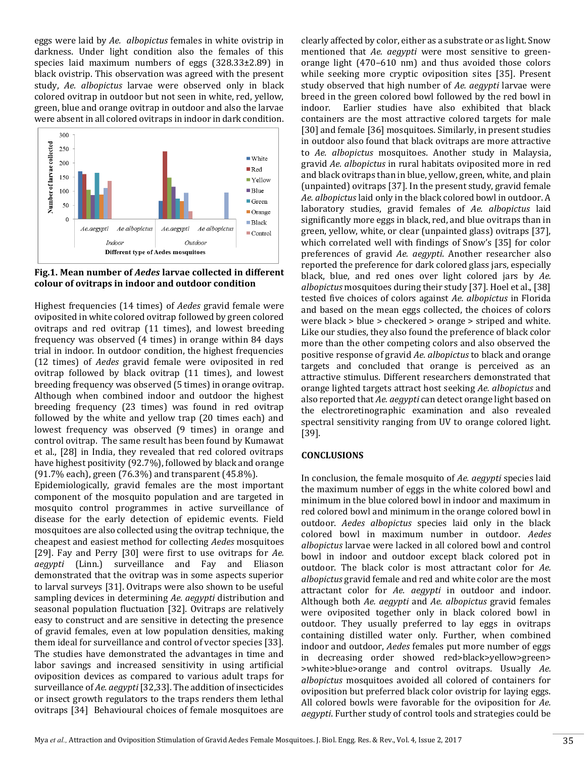eggs were laid by *Ae. albopictus* females in white ovistrip in darkness. Under light condition also the females of this species laid maximum numbers of eggs (328.33±2.89) in black ovistrip. This observation was agreed with the present study, *Ae. albopictus* larvae were observed only in black colored ovitrap in outdoor but not seen in white, red, yellow, green, blue and orange ovitrap in outdoor and also the larvae were absent in all colored ovitraps in indoor in dark condition.

**Fig.1. Mean number of *Aedes* larvae collected in different colour of ovitraps in indoor and outdoor condition**

Highest frequencies (14 times) of *Aedes* gravid female were oviposited in white colored ovitrap followed by green colored ovitraps and red ovitrap (11 times), and lowest breeding frequency was observed (4 times) in orange within 84 days trial in indoor. In outdoor condition, the highest frequencies (12 times) of *Aedes* gravid female were oviposited in red ovitrap followed by black ovitrap (11 times), and lowest breeding frequency was observed (5 times) in orange ovitrap. Although when combined indoor and outdoor the highest breeding frequency (23 times) was found in red ovitrap followed by the white and yellow trap (20 times each) and lowest frequency was observed (9 times) in orange and control ovitrap. The same result has been found by Kumawat et al., [28] in India, they revealed that red colored ovitraps have highest positivity (92.7%), followed by black and orange (91.7% each), green (76.3%) and transparent (45.8%).

Epidemiologically, gravid females are the most important component of the mosquito population and are targeted in mosquito control programmes in active surveillance of disease for the early detection of epidemic events. Field mosquitoes are also collected using the ovitrap technique, the cheapest and easiest method for collecting *Aedes* mosquitoes [29]. Fay and Perry [30] were first to use ovitraps for *Ae. aegypti* (Linn.) surveillance and Fay and Eliason demonstrated that the ovitrap was in some aspects superior to larval surveys [31]. Ovitraps were also shown to be useful sampling devices in determining *Ae. aegypti* distribution and seasonal population fluctuation [32]. Ovitraps are relatively easy to construct and are sensitive in detecting the presence of gravid females, even at low population densities, making them ideal for surveillance and control of vector species [33]. The studies have demonstrated the advantages in time and labor savings and increased sensitivity in using artificial oviposition devices as compared to various adult traps for surveillance of *Ae. aegypti* [32,33]. The addition of insecticides or insect growth regulators to the traps renders them lethal ovitraps [34] Behavioural choices of female mosquitoes are clearly affected by color, either as a substrate or as light. Snow mentioned that *Ae. aegypti* were most sensitive to green-orange light (470–610 nm) and thus avoided those colors while seeking more cryptic oviposition sites [35]. Present study observed that high number of *Ae. aegypti* larvae were breed in the green colored bowl followed by the red bowl in indoor. Earlier studies have also exhibited that black containers are the most attractive colored targets for male [30] and female [36] mosquitoes. Similarly, in present studies in outdoor also found that black ovitraps are more attractive to *Ae. albopictus* mosquitoes. Another study in Malaysia, gravid *Ae. albopictus* in rural habitats oviposited more in red and black ovitraps than in blue, yellow, green, white, and plain (unpainted) ovitraps [37]. In the present study, gravid female *Ae. albopictus* laid only in the black colored bowl in outdoor. A laboratory studies, gravid females of *Ae. albopictus* laid significantly more eggs in black, red, and blue ovitraps than in green, yellow, white, or clear (unpainted glass) ovitraps [37], which correlated well with findings of Snow's [35] for color preferences of gravid *Ae. aegypti*. Another researcher also reported the preference for dark colored glass jars, especially black, blue, and red ones over light colored jars by *Ae. albopictus* mosquitoes during their study [37]. Hoel et al., [38] tested five choices of colors against *Ae. albopictus* in Florida and based on the mean eggs collected, the choices of colors were black > blue > checkered > orange > striped and white. Like our studies, they also found the preference of black color more than the other competing colors and also observed the positive response of gravid *Ae. albopictus* to black and orange targets and concluded that orange is perceived as an attractive stimulus. Different researchers demonstrated that orange lighted targets attract host seeking *Ae. albopictus* and also reported that *Ae. aegypti* can detect orange light based on the electroretinographic examination and also revealed spectral sensitivity ranging from UV to orange colored light. [39].

## CONCLUSIONS

In conclusion, the female mosquito of *Ae. aegypti* species laid the maximum number of eggs in the white colored bowl and minimum in the blue colored bowl in indoor and maximum in red colored bowl and minimum in the orange colored bowl in outdoor. *Aedes albopictus* species laid only in the black colored bowl in maximum number in outdoor. *Aedes albopictus* larvae were lacked in all colored bowl and control bowl in indoor and outdoor except black colored pot in outdoor. The black color is most attractant color for *Ae. albopictus* gravid female and red and white color are the most attractant color for *Ae. aegypti* in outdoor and indoor. Although both *Ae. aegypti* and *Ae. albopictus* gravid females were oviposited together only in black colored bowl in outdoor. They usually preferred to lay eggs in ovitraps containing distilled water only. Further, when combined indoor and outdoor, *Aedes* females put more number of eggs in decreasing order showed red>black>yellow>green> >white>blue>orange and control ovitraps. Usually *Ae. albopictus* mosquitoes avoided all colored of containers for oviposition but preferred black color ovistrip for laying eggs. All colored bowls were favorable for the oviposition for *Ae. aegypti*. Further study of control tools and strategies could be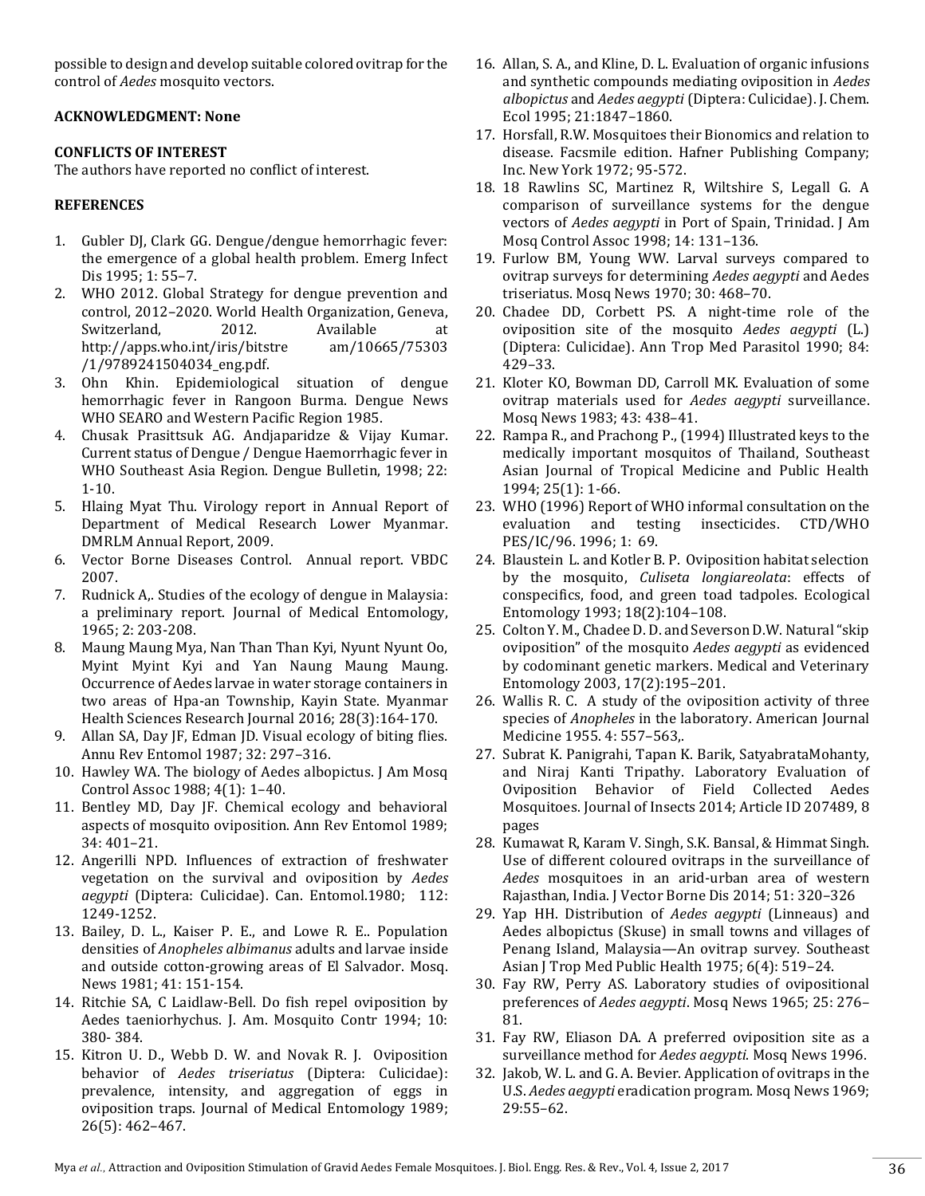possible to design and develop suitable colored ovitrap for the control of *Aedes* mosquito vectors.

**ACKNOWLEDGMENT: None**

**CONFLICTS OF INTEREST**

The authors have reported no conflict of interest.

**REFERENCES**

1. Gubler DJ, Clark GG. Dengue/dengue hemorrhagic fever: the emergence of a global health problem. Emerg Infect Dis 1995; 1: 55–7.
2. WHO 2012. Global Strategy for dengue prevention and control, 2012–2020. World Health Organization, Geneva, Switzerland, 2012. Available at http://apps.who.int/iris/bitstre am/10665/75303 /1/9789241504034_eng.pdf.
3. Ohn Khin. Epidemiological situation of dengue hemorrhagic fever in Rangoon Burma. Dengue News WHO SEARO and Western Pacific Region 1985.
4. Chusak Prasittsuk AG. Andjaparidze & Vijay Kumar. Current status of Dengue / Dengue Haemorrhagic fever in WHO Southeast Asia Region. Dengue Bulletin, 1998; 22: 1-10.
5. Hlaing Myat Thu. Virology report in Annual Report of Department of Medical Research Lower Myanmar. DMRLM Annual Report, 2009.
6. Vector Borne Diseases Control. Annual report. VBDC 2007.
7. Rudnick A,. Studies of the ecology of dengue in Malaysia: a preliminary report. Journal of Medical Entomology, 1965; 2: 203-208.
8. Maung Maung Mya, Nan Than Than Kyi, Nyunt Nyunt Oo, Myint Myint Kyi and Yan Naung Maung Maung. Occurrence of Aedes larvae in water storage containers in two areas of Hpa-an Township, Kayin State. Myanmar Health Sciences Research Journal 2016; 28(3):164-170.
9. Allan SA, Day JF, Edman JD. Visual ecology of biting flies. Annu Rev Entomol 1987; 32: 297–316.
10. Hawley WA. The biology of Aedes albopictus. J Am Mosq Control Assoc 1988; 4(1): 1–40.
11. Bentley MD, Day JF. Chemical ecology and behavioral aspects of mosquito oviposition. Ann Rev Entomol 1989; 34: 401–21.
12. Angerilli NPD. Influences of extraction of freshwater vegetation on the survival and oviposition by *Aedes aegypti* (Diptera: Culicidae). Can. Entomol.1980; 112: 1249-1252.
13. Bailey, D. L., Kaiser P. E., and Lowe R. E.. Population densities of *Anopheles albimanus* adults and larvae inside and outside cotton-growing areas of El Salvador. Mosq. News 1981; 41: 151-154.
14. Ritchie SA, C Laidlaw-Bell. Do fish repel oviposition by Aedes taeniorhychus. J. Am. Mosquito Contr 1994; 10: 380- 384.
15. Kitron U. D., Webb D. W. and Novak R. J. Oviposition behavior of *Aedes triseriatus* (Diptera: Culicidae): prevalence, intensity, and aggregation of eggs in oviposition traps. Journal of Medical Entomology 1989; 26(5): 462–467.
16. Allan, S. A., and Kline, D. L. Evaluation of organic infusions and synthetic compounds mediating oviposition in *Aedes albopictus* and *Aedes aegypti* (Diptera: Culicidae). J. Chem. Ecol 1995; 21:1847–1860.
17. Horsfall, R.W. Mosquitoes their Bionomics and relation to disease. Facsmile edition. Hafner Publishing Company; Inc. New York 1972; 95-572.
18. 18 Rawlins SC, Martinez R, Wiltshire S, Legall G. A comparison of surveillance systems for the dengue vectors of *Aedes aegypti* in Port of Spain, Trinidad. J Am Mosq Control Assoc 1998; 14: 131–136.
19. Furlow BM, Young WW. Larval surveys compared to ovitrap surveys for determining *Aedes aegypti* and Aedes triseriatus. Mosq News 1970; 30: 468–70.
20. Chadee DD, Corbett PS. A night-time role of the oviposition site of the mosquito *Aedes aegypti* (L.) (Diptera: Culicidae). Ann Trop Med Parasitol 1990; 84: 429–33.
21. Kloter KO, Bowman DD, Carroll MK. Evaluation of some ovitrap materials used for *Aedes aegypti* surveillance. Mosq News 1983; 43: 438–41.
22. Rampa R., and Prachong P., (1994) Illustrated keys to the medically important mosquitos of Thailand, Southeast Asian Journal of Tropical Medicine and Public Health 1994; 25(1): 1-66.
23. WHO (1996) Report of WHO informal consultation on the evaluation and testing insecticides. CTD/WHO PES/IC/96. 1996; 1: 69.
24. Blaustein L. and Kotler B. P. Oviposition habitat selection by the mosquito, *Culiseta longiareolata*: effects of conspecifics, food, and green toad tadpoles. Ecological Entomology 1993; 18(2):104–108.
25. Colton Y. M., Chadee D. D. and Severson D.W. Natural "skip oviposition" of the mosquito *Aedes aegypti* as evidenced by codominant genetic markers. Medical and Veterinary Entomology 2003, 17(2):195–201.
26. Wallis R. C. A study of the oviposition activity of three species of *Anopheles* in the laboratory. American Journal Medicine 1955. 4: 557–563,.
27. Subrat K. Panigrahi, Tapan K. Barik, SatyabrataMohanty, and Niraj Kanti Tripathy. Laboratory Evaluation of Oviposition Behavior of Field Collected Aedes Mosquitoes. Journal of Insects 2014; Article ID 207489, 8 pages
28. Kumawat R, Karam V. Singh, S.K. Bansal, & Himmat Singh. Use of different coloured ovitraps in the surveillance of *Aedes* mosquitoes in an arid-urban area of western Rajasthan, India. J Vector Borne Dis 2014; 51: 320–326
29. Yap HH. Distribution of *Aedes aegypti* (Linneaus) and Aedes albopictus (Skuse) in small towns and villages of Penang Island, Malaysia—An ovitrap survey. Southeast Asian J Trop Med Public Health 1975; 6(4): 519–24.
30. Fay RW, Perry AS. Laboratory studies of ovipositional preferences of *Aedes aegypti*. Mosq News 1965; 25: 276–81.
31. Fay RW, Eliason DA. A preferred oviposition site as a surveillance method for *Aedes aegypti*. Mosq News 1996.
32. Jakob, W. L. and G. A. Bevier. Application of ovitraps in the U.S. *Aedes aegypti* eradication program. Mosq News 1969; 29:55–62.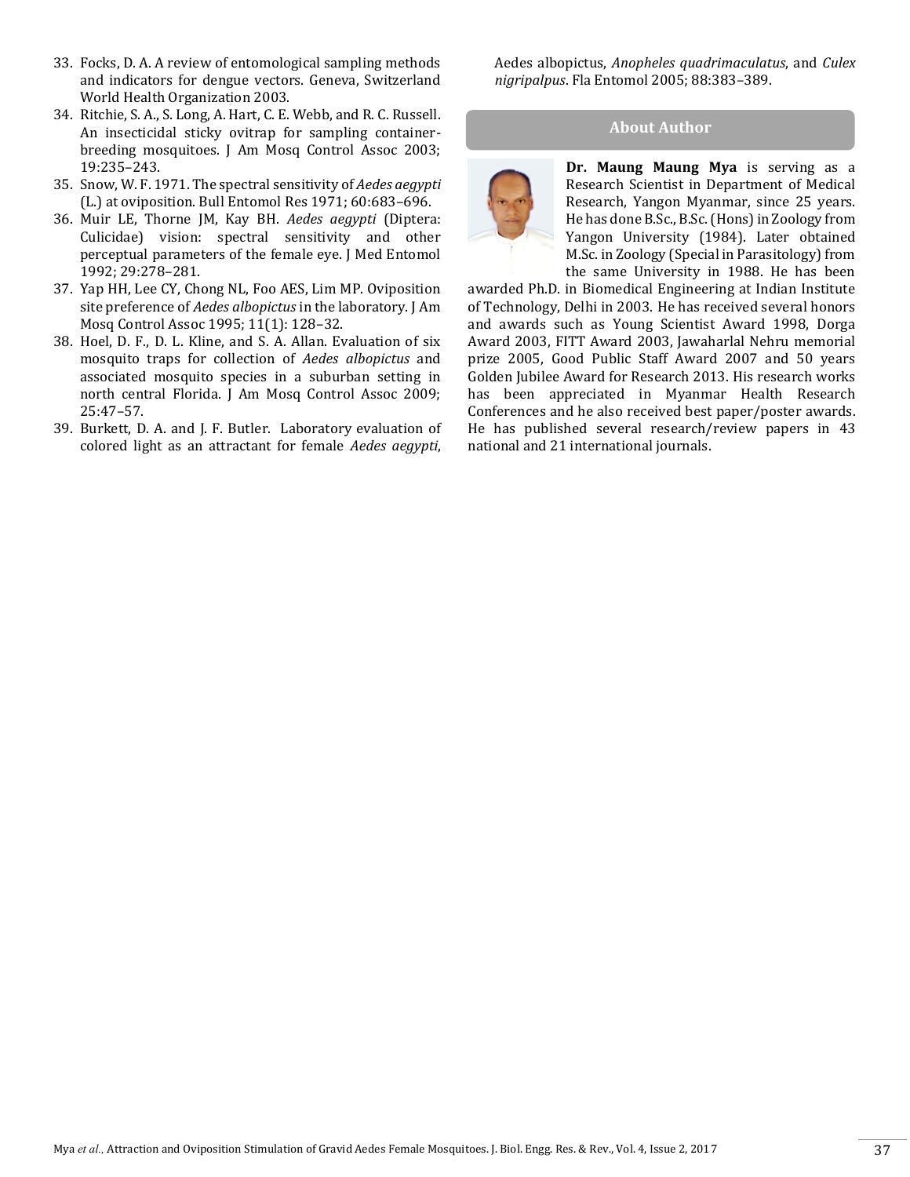33. Focks, D. A. A review of entomological sampling methods and indicators for dengue vectors. Geneva, Switzerland World Health Organization 2003.
34. Ritchie, S. A., S. Long, A. Hart, C. E. Webb, and R. C. Russell. An insecticidal sticky ovitrap for sampling container-breeding mosquitoes. J Am Mosq Control Assoc 2003; 19:235–243.
35. Snow, W. F. 1971. The spectral sensitivity of *Aedes aegypti* (L.) at oviposition. Bull Entomol Res 1971; 60:683–696.
36. Muir LE, Thorne JM, Kay BH. *Aedes aegypti* (Diptera: Culicidae) vision: spectral sensitivity and other perceptual parameters of the female eye. J Med Entomol 1992; 29:278–281.
37. Yap HH, Lee CY, Chong NL, Foo AES, Lim MP. Oviposition site preference of *Aedes albopictus* in the laboratory. J Am Mosq Control Assoc 1995; 11(1): 128–32.
38. Hoel, D. F., D. L. Kline, and S. A. Allan. Evaluation of six mosquito traps for collection of *Aedes albopictus* and associated mosquito species in a suburban setting in north central Florida. J Am Mosq Control Assoc 2009; 25:47–57.
39. Burkett, D. A. and J. F. Butler. Laboratory evaluation of colored light as an attractant for female *Aedes aegypti*, Aedes albopictus, *Anopheles quadrimaculatus*, and *Culex nigripalpus*. Fla Entomol 2005; 88:383–389.

## About Author

**Dr. Maung Maung Mya** is serving as a Research Scientist in Department of Medical Research, Yangon Myanmar, since 25 years. He has done B.Sc., B.Sc. (Hons) in Zoology from Yangon University (1984). Later obtained M.Sc. in Zoology (Special in Parasitology) from the same University in 1988. He has been awarded Ph.D. in Biomedical Engineering at Indian Institute of Technology, Delhi in 2003. He has received several honors and awards such as Young Scientist Award 1998, Dorga Award 2003, FITT Award 2003, Jawaharlal Nehru memorial prize 2005, Good Public Staff Award 2007 and 50 years Golden Jubilee Award for Research 2013. His research works has been appreciated in Myanmar Health Research Conferences and he also received best paper/poster awards. He has published several research/review papers in 43 national and 21 international journals.